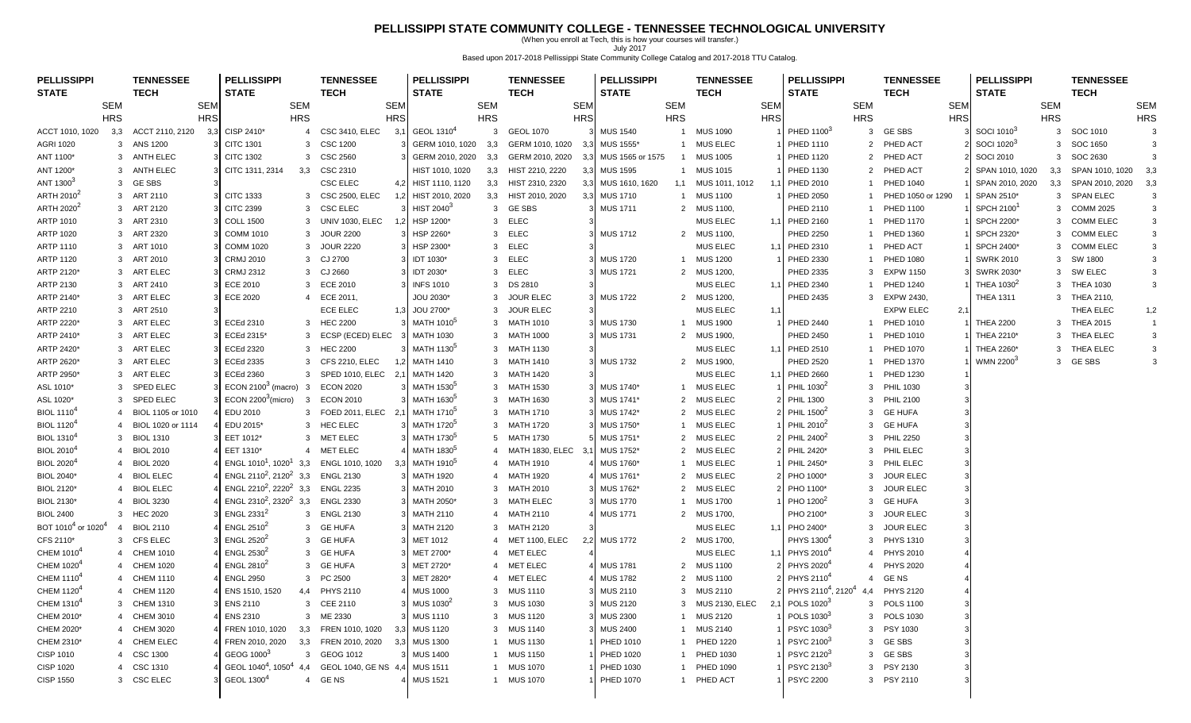# PELLISSIPPI STATE COMMUNITY COLLEGE - TENNESSEE TECHNOLOGICAL UNIVERSITY

(When you enroll at Tech, this is how your courses will transfer.)

July 2017

Based upon 2017-2018 Pellissippi State Community College Catalog and 2017-2018 TTU Catalog.

| PELLISSIPPI STATE | SEM HRS | TENNESSEE TECH | SEM HRS |
|---|---|---|---|
| ACCT 1010, 1020 | 3,3 | ACCT 2110, 2120 | 3,3 |
| AGRI 1020 | 3 | ANS 1200 | 3 |
| ANT 1100* | 3 | ANTH ELEC | 3 |
| ANT 1200* | 3 | ANTH ELEC | 3 |
| ANT 1300[3] | 3 | GE SBS | 3 |
| ARTH 2010[2] | 3 | ART 2110 | 3 |
| ARTH 2020[2] | 3 | ART 2120 | 3 |
| ARTP 1010 | 3 | ART 2310 | 3 |
| ARTP 1020 | 3 | ART 2320 | 3 |
| ARTP 1110 | 3 | ART 1010 | 3 |
| ARTP 1120 | 3 | ART 2010 | 3 |
| ARTP 2120* | 3 | ART ELEC | 3 |
| ARTP 2130 | 3 | ART 2410 | 3 |
| ARTP 2140* | 3 | ART ELEC | 3 |
| ARTP 2210 | 3 | ART 2510 | 3 |
| ARTP 2220* | 3 | ART ELEC | 3 |
| ARTP 2410* | 3 | ART ELEC | 3 |
| ARTP 2420* | 3 | ART ELEC | 3 |
| ARTP 2620* | 3 | ART ELEC | 3 |
| ARTP 2950* | 3 | ART ELEC | 3 |
| ASL 1010* | 3 | SPED ELEC | 3 |
| ASL 1020* | 3 | SPED ELEC | 3 |
| BIOL 1110[4] | 4 | BIOL 1105 or 1010 | 4 |
| BIOL 1120[4] | 4 | BIOL 1020 or 1114 | 4 |
| BIOL 1310[4] | 3 | BIOL 1310 | 3 |
| BIOL 2010[4] | 4 | BIOL 2010 | 4 |
| BIOL 2020[4] | 4 | BIOL 2020 | 4 |
| BIOL 2040* | 4 | BIOL ELEC | 4 |
| BIOL 2120* | 4 | BIOL ELEC | 4 |
| BIOL 2130* | 4 | BIOL 3230 | 4 |
| BIOL 2400 | 3 | HEC 2020 | 3 |
| BOT 1010[4] or 1020[4] | 4 | BIOL 2110 | 4 |
| CFS 2110* | 3 | CFS ELEC | 3 |
| CHEM 1010[4] | 4 | CHEM 1010 | 4 |
| CHEM 1020[4] | 4 | CHEM 1020 | 4 |
| CHEM 1110[4] | 4 | CHEM 1110 | 4 |
| CHEM 1120[4] | 4 | CHEM 1120 | 4 |
| CHEM 1310[4] | 3 | CHEM 1310 | 3 |
| CHEM 2010* | 4 | CHEM 3010 | 4 |
| CHEM 2020* | 4 | CHEM 3020 | 4 |
| CHEM 2310* | 4 | CHEM ELEC | 4 |
| CISP 1010 | 4 | CSC 1300 | 4 |
| CISP 1020 | 4 | CSC 1310 | 4 |
| CISP 1550 | 3 | CSC ELEC | 3 |
| CISP 2410* | 4 | CSC 3410, ELEC | 3,1 |
| CITC 1301 | 3 | CSC 1200 | 3 |
| CITC 1302 | 3 | CSC 2560 | 3 |
| CITC 1311, 2314 | 3,3 | CSC 2310 | 3 |
| | | CSC ELEC | 4,2 |
| CITC 1333 | 3 | CSC 2500, ELEC | 1,2 |
| CITC 2399 | 3 | CSC ELEC | 3 |
| COLL 1500 | 3 | UNIV 1030, ELEC | 1,2 |
| COMM 1010 | 3 | JOUR 2200 | 3 |
| COMM 1020 | 3 | JOUR 2220 | 3 |
| CRMJ 2010 | 3 | CJ 2700 | 3 |
| CRMJ 2312 | 3 | CJ 2660 | 3 |
| ECE 2010 | 3 | ECE 2010 | 3 |
| ECE 2020 | 4 | ECE 2011, | |
| | | ECE ELEC | 1,3 |
| ECEd 2310 | 3 | HEC 2200 | 3 |
| ECEd 2315* | 3 | ECSP (ECED) ELEC | 3 |
| ECEd 2320 | 3 | HEC 2200 | 3 |
| ECEd 2335 | 3 | CFS 2210, ELEC | 1,2 |
| ECEd 2360 | 3 | SPED 1010, ELEC | 2,1 |
| ECON 2100[3] (macro) | 3 | ECON 2020 | 3 |
| ECON 2200[3] (micro) | 3 | ECON 2010 | 3 |
| EDU 2010 | 3 | FOED 2011, ELEC | 2,1 |
| EDU 2015* | 3 | HEC ELEC | 3 |
| EET 1012* | 3 | MET ELEC | 3 |
| EET 1310* | 4 | MET ELEC | 4 |
| ENGL 1010[1], 1020[1] | 3,3 | ENGL 1010, 1020 | 3,3 |
| ENGL 2110[2], 2120[2] | 3,3 | ENGL 2130 | 3 |
| ENGL 2210[2], 2220[2] | 3,3 | ENGL 2235 | 3 |
| ENGL 2310[2], 2320[2] | 3,3 | ENGL 2330 | 3 |
| ENGL 2331[2] | 3 | ENGL 2130 | 3 |
| ENGL 2510[2] | 3 | GE HUFA | 3 |
| ENGL 2520[2] | 3 | GE HUFA | 3 |
| ENGL 2530[2] | 3 | GE HUFA | 3 |
| ENGL 2810[2] | 3 | GE HUFA | 3 |
| ENGL 2950 | 3 | PC 2500 | 3 |
| ENS 1510, 1520 | 4,4 | PHYS 2110 | 4 |
| ENS 2110 | 3 | CEE 2110 | 3 |
| ENS 2310 | 3 | ME 2330 | 3 |
| FREN 1010, 1020 | 3,3 | FREN 1010, 1020 | 3,3 |
| FREN 2010, 2020 | 3,3 | FREN 2010, 2020 | 3,3 |
| GEOG 1000[3] | 3 | GEOG 1012 | 3 |
| GEOL 1040[4], 1050[4] | 4,4 | GEOL 1040, GE NS | 4,4 |
| GEOL 1300[4] | 4 | GE NS | 4 |
| GEOL 1310[4] | 3 | GEOL 1070 | 3 |
| GERM 1010, 1020 | 3,3 | GERM 1010, 1020 | 3,3 |
| GERM 2010, 2020 | 3,3 | GERM 2010, 2020 | 3,3 |
| HIST 1010, 1020 | 3,3 | HIST 2210, 2220 | 3,3 |
| HIST 1110, 1120 | 3,3 | HIST 2310, 2320 | 3,3 |
| HIST 2010, 2020 | 3,3 | HIST 2010, 2020 | 3,3 |
| HIST 2040[3] | 3 | GE SBS | 3 |
| HSP 1200* | 3 | ELEC | 3 |
| HSP 2260* | 3 | ELEC | 3 |
| HSP 2300* | 3 | ELEC | 3 |
| IDT 1030* | 3 | ELEC | 3 |
| IDT 2030* | 3 | ELEC | 3 |
| INFS 1010 | 3 | DS 2810 | 3 |
| JOU 2030* | 3 | JOUR ELEC | 3 |
| JOU 2700* | 3 | JOUR ELEC | 3 |
| MATH 1010[5] | 3 | MATH 1010 | 3 |
| MATH 1030 | 3 | MATH 1000 | 3 |
| MATH 1130[5] | 3 | MATH 1130 | 3 |
| MATH 1410 | 3 | MATH 1410 | 3 |
| MATH 1420 | 3 | MATH 1420 | 3 |
| MATH 1530[5] | 3 | MATH 1530 | 3 |
| MATH 1630[5] | 3 | MATH 1630 | 3 |
| MATH 1710[5] | 3 | MATH 1710 | 3 |
| MATH 1720[5] | 3 | MATH 1720 | 3 |
| MATH 1730[5] | 5 | MATH 1730 | 5 |
| MATH 1830[5] | 4 | MATH 1830, ELEC | 3,1 |
| MATH 1910[5] | 4 | MATH 1910 | 4 |
| MATH 1920 | 4 | MATH 1920 | 4 |
| MATH 2010 | 3 | MATH 2010 | 3 |
| MATH 2050* | 3 | MATH ELEC | 3 |
| MATH 2110 | 4 | MATH 2110 | 4 |
| MATH 2120 | 3 | MATH 2120 | 3 |
| MET 1012 | 4 | MET 1100, ELEC | 2,2 |
| MET 2700* | 4 | MET ELEC | 4 |
| MET 2720* | 4 | MET ELEC | 4 |
| MET 2820* | 4 | MET ELEC | 4 |
| MUS 1000 | 3 | MUS 1110 | 3 |
| MUS 1030[2] | 3 | MUS 1030 | 3 |
| MUS 1110 | 3 | MUS 1120 | 3 |
| MUS 1120 | 3 | MUS 1140 | 3 |
| MUS 1300 | 1 | MUS 1130 | 1 |
| MUS 1400 | 1 | MUS 1150 | 1 |
| MUS 1511 | 1 | MUS 1070 | 1 |
| MUS 1521 | 1 | MUS 1070 | 1 |
| MUS 1540 | 1 | MUS 1090 | 1 |
| MUS 1555* | 1 | MUS ELEC | 1 |
| MUS 1565 or 1575 | 1 | MUS 1005 | 1 |
| MUS 1595 | 1 | MUS 1015 | 1 |
| MUS 1610, 1620 | 1,1 | MUS 1011, 1012 | 1,1 |
| MUS 1710 | 1 | MUS 1100 | 1 |
| MUS 1711 | 2 | MUS 1100, | |
| | | MUS ELEC | 1,1 |
| MUS 1712 | 2 | MUS 1100, | |
| | | MUS ELEC | 1,1 |
| MUS 1720 | 1 | MUS 1200 | 1 |
| MUS 1721 | 2 | MUS 1200, | |
| | | MUS ELEC | 1,1 |
| MUS 1722 | 2 | MUS 1200, | |
| | | MUS ELEC | 1,1 |
| MUS 1730 | 1 | MUS 1900 | 1 |
| MUS 1731 | 2 | MUS 1900, | |
| | | MUS ELEC | 1,1 |
| MUS 1732 | 2 | MUS 1900, | |
| | | MUS ELEC | 1,1 |
| MUS 1740* | 1 | MUS ELEC | 1 |
| MUS 1741* | 2 | MUS ELEC | 2 |
| MUS 1742* | 2 | MUS ELEC | 2 |
| MUS 1750* | 1 | MUS ELEC | 1 |
| MUS 1751* | 2 | MUS ELEC | 2 |
| MUS 1752* | 2 | MUS ELEC | 2 |
| MUS 1760* | 1 | MUS ELEC | 1 |
| MUS 1761* | 2 | MUS ELEC | 2 |
| MUS 1762* | 2 | MUS ELEC | 2 |
| MUS 1770 | 1 | MUS 1700 | 1 |
| MUS 1771 | 2 | MUS 1700, | |
| | | MUS ELEC | 1,1 |
| MUS 1772 | 2 | MUS 1700, | |
| | | MUS ELEC | 1,1 |
| MUS 1781 | 2 | MUS 1100 | 2 |
| MUS 1782 | 2 | MUS 1100 | 2 |
| MUS 2110 | 3 | MUS 2110 | 2 |
| MUS 2120 | 3 | MUS 2110, ELEC | 2,1 |
| MUS 2300 | 1 | MUS 2120 | 1 |
| MUS 2400 | 1 | MUS 2140 | 1 |
| PHED 1010 | 1 | PHED 1220 | 1 |
| PHED 1020 | 1 | PHED 1030 | 1 |
| PHED 1030 | 1 | PHED 1090 | 1 |
| PHED 1070 | 1 | PHED ACT | 1 |
| PHED 1100[3] | 3 | GE SBS | 3 |
| PHED 1110 | 2 | PHED ACT | 2 |
| PHED 1120 | 2 | PHED ACT | 2 |
| PHED 1130 | 2 | PHED ACT | 2 |
| PHED 2010 | 1 | PHED 1040 | 1 |
| PHED 2050 | 1 | PHED 1050 or 1290 | 1 |
| PHED 2110 | 1 | PHED 1100 | 1 |
| PHED 2160 | 1 | PHED 1170 | 1 |
| PHED 2250 | 1 | PHED 1360 | 1 |
| PHED 2310 | 1 | PHED ACT | 1 |
| PHED 2330 | 1 | PHED 1080 | 1 |
| PHED 2335 | 3 | EXPW 1150 | 3 |
| PHED 2340 | 1 | PHED 1240 | 1 |
| PHED 2435 | 3 | EXPW 2430, | |
| | | EXPW ELEC | 2,1 |
| PHED 2440 | 1 | PHED 1010 | 1 |
| PHED 2450 | 1 | PHED 1010 | 1 |
| PHED 2510 | 1 | PHED 1070 | 1 |
| PHED 2520 | 1 | PHED 1370 | 1 |
| PHED 2660 | 1 | PHED 1230 | 1 |
| PHIL 1030[2] | 3 | PHIL 1030 | 3 |
| PHIL 1300 | 3 | PHIL 2100 | 3 |
| PHIL 1500[2] | 3 | GE HUFA | 3 |
| PHIL 2010[2] | 3 | GE HUFA | 3 |
| PHIL 2400[2] | 3 | PHIL 2250 | 3 |
| PHIL 2420* | 3 | PHIL ELEC | 3 |
| PHIL 2450* | 3 | PHIL ELEC | 3 |
| PHO 1000* | 3 | JOUR ELEC | 3 |
| PHO 1100* | 3 | JOUR ELEC | 3 |
| PHO 1200[2] | 3 | GE HUFA | 3 |
| PHO 2100* | 3 | JOUR ELEC | 3 |
| PHO 2400* | 3 | JOUR ELEC | 3 |
| PHYS 1300[4] | 3 | PHYS 1310 | 3 |
| PHYS 2010[4] | 4 | PHYS 2010 | 4 |
| PHYS 2020[4] | 4 | PHYS 2020 | 4 |
| PHYS 2110[4] | 4 | GE NS | 4 |
| PHYS 2110[4], 2120[4] | 4,4 | PHYS 2120 | 4 |
| POLS 1020[3] | 3 | POLS 1100 | 3 |
| POLS 1030[3] | 3 | POLS 1030 | 3 |
| PSYC 1030[3] | 3 | PSY 1030 | 3 |
| PSYC 2100[3] | 3 | GE SBS | 3 |
| PSYC 2120[3] | 3 | GE SBS | 3 |
| PSYC 2130[3] | 3 | PSY 2130 | 3 |
| PSYC 2200 | 3 | PSY 2110 | 3 |
| SOCI 1010[3] | 3 | SOC 1010 | 3 |
| SOCI 1020[3] | 3 | SOC 1650 | 3 |
| SOCI 2010 | 3 | SOC 2630 | 3 |
| SPAN 1010, 1020 | 3,3 | SPAN 1010, 1020 | 3,3 |
| SPAN 2010, 2020 | 3,3 | SPAN 2010, 2020 | 3,3 |
| SPAN 2510* | 3 | SPAN ELEC | 3 |
| SPCH 2100[1] | 3 | COMM 2025 | 3 |
| SPCH 2200* | 3 | COMM ELEC | 3 |
| SPCH 2320* | 3 | COMM ELEC | 3 |
| SPCH 2400* | 3 | COMM ELEC | 3 |
| SWRK 2010 | 3 | SW 1800 | 3 |
| SWRK 2030* | 3 | SW ELEC | 3 |
| THEA 1030[2] | 3 | THEA 1030 | 3 |
| THEA 1311 | 3 | THEA 2110, | |
| | | THEA ELEC | 1,2 |
| THEA 2200 | 3 | THEA 2015 | 1 |
| THEA 2210* | 3 | THEA ELEC | 3 |
| THEA 2260* | 3 | THEA ELEC | 3 |
| WMN 2200[3] | 3 | GE SBS | 3 |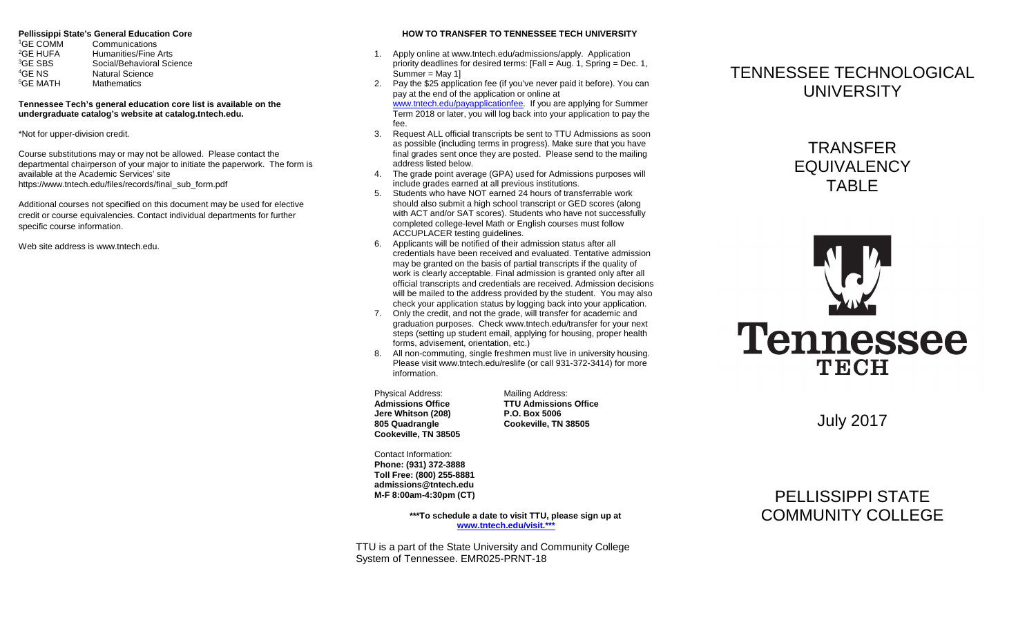**Pellissippi State's General Education Core**

| | |
|---|---|
| [1]GE COMM | Communications |
| [2]GE HUFA | Humanities/Fine Arts |
| [3]GE SBS | Social/Behavioral Science |
| [4]GE NS | Natural Science |
| [5]GE MATH | Mathematics |

**Tennessee Tech's general education core list is available on the undergraduate catalog's website at catalog.tntech.edu.**

*Not for upper-division credit.

Course substitutions may or may not be allowed. Please contact the departmental chairperson of your major to initiate the paperwork. The form is available at the Academic Services' site https://www.tntech.edu/files/records/final_sub_form.pdf

Additional courses not specified on this document may be used for elective credit or course equivalencies. Contact individual departments for further specific course information.

Web site address is www.tntech.edu.

## HOW TO TRANSFER TO TENNESSEE TECH UNIVERSITY

1. Apply online at www.tntech.edu/admissions/apply. Application priority deadlines for desired terms: [Fall = Aug. 1, Spring = Dec. 1, Summer = May 1]
2. Pay the $25 application fee (if you've never paid it before). You can pay at the end of the application or online at www.tntech.edu/payapplicationfee. If you are applying for Summer Term 2018 or later, you will log back into your application to pay the fee.
3. Request ALL official transcripts be sent to TTU Admissions as soon as possible (including terms in progress). Make sure that you have final grades sent once they are posted. Please send to the mailing address listed below.
4. The grade point average (GPA) used for Admissions purposes will include grades earned at all previous institutions.
5. Students who have NOT earned 24 hours of transferrable work should also submit a high school transcript or GED scores (along with ACT and/or SAT scores). Students who have not successfully completed college-level Math or English courses must follow ACCUPLACER testing guidelines.
6. Applicants will be notified of their admission status after all credentials have been received and evaluated. Tentative admission may be granted on the basis of partial transcripts if the quality of work is clearly acceptable. Final admission is granted only after all official transcripts and credentials are received. Admission decisions will be mailed to the address provided by the student. You may also check your application status by logging back into your application.
7. Only the credit, and not the grade, will transfer for academic and graduation purposes. Check www.tntech.edu/transfer for your next steps (setting up student email, applying for housing, proper health forms, advisement, orientation, etc.)
8. All non-commuting, single freshmen must live in university housing. Please visit www.tntech.edu/reslife (or call 931-372-3414) for more information.

Physical Address:
**Admissions Office**
**Jere Whitson (208)**
**805 Quadrangle**
**Cookeville, TN 38505**

Mailing Address:
**TTU Admissions Office**
**P.O. Box 5006**
**Cookeville, TN 38505**

Contact Information:
**Phone: (931) 372-3888**
**Toll Free: (800) 255-8881**
**admissions@tntech.edu**
**M-F 8:00am-4:30pm (CT)**

*****To schedule a date to visit TTU, please sign up at www.tntech.edu/visit.*****

TTU is a part of the State University and Community College System of Tennessee. EMR025-PRNT-18

# TENNESSEE TECHNOLOGICAL UNIVERSITY

# TRANSFER EQUIVALENCY TABLE

Tennessee TECH

July 2017

# PELLISSIPPI STATE COMMUNITY COLLEGE